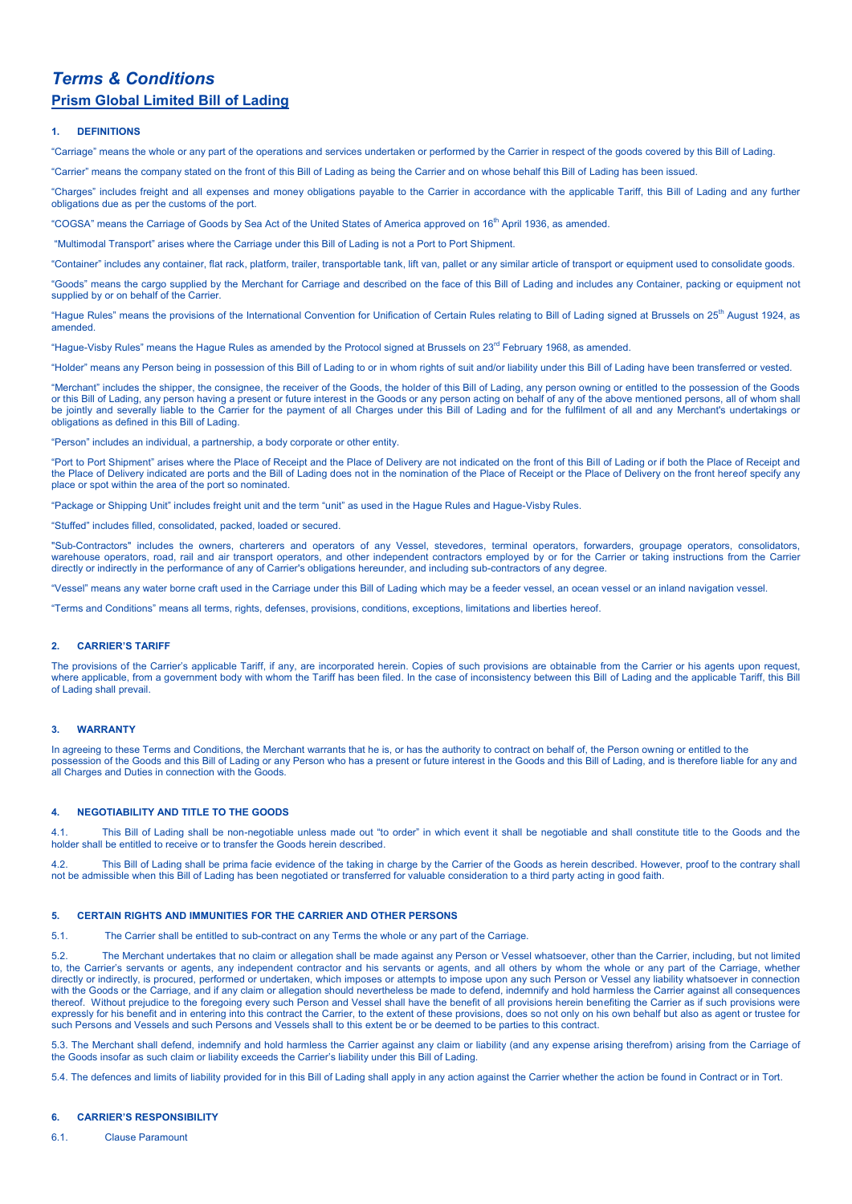# *Terms & Conditions*

## Prism Global Limited Bill of Lading

### 1. DEFINITIONS

"Carriage" means the whole or any part of the operations and services undertaken or performed by the Carrier in respect of the goods covered by this Bill of Lading.

"Carrier" means the company stated on the front of this Bill of Lading as being the Carrier and on whose behalf this Bill of Lading has been issued.

"Charges" includes freight and all expenses and money obligations payable to the Carrier in accordance with the applicable Tariff, this Bill of Lading and any further obligations due as per the customs of the port.

"COGSA" means the Carriage of Goods by Sea Act of the United States of America approved on 16th April 1936, as amended.

"Multimodal Transport" arises where the Carriage under this Bill of Lading is not a Port to Port Shipment.

"Container" includes any container, flat rack, platform, trailer, transportable tank, lift van, pallet or any similar article of transport or equipment used to consolidate goods.

"Goods" means the cargo supplied by the Merchant for Carriage and described on the face of this Bill of Lading and includes any Container, packing or equipment not supplied by or on behalf of the Carrier.

"Hague Rules" means the provisions of the International Convention for Unification of Certain Rules relating to Bill of Lading signed at Brussels on 25th August 1924, as amended.

"Hague-Visby Rules" means the Hague Rules as amended by the Protocol signed at Brussels on 23rd February 1968, as amended.

"Holder" means any Person being in possession of this Bill of Lading to or in whom rights of suit and/or liability under this Bill of Lading have been transferred or vested.

"Merchant" includes the shipper, the consignee, the receiver of the Goods, the holder of this Bill of Lading, any person owning or entitled to the possession of the Goods or this Bill of Lading, any person having a present or future interest in the Goods or any person acting on behalf of any of the above mentioned persons, all of whom shall be jointly and severally liable to the Carrier for the payment of all Charges under this Bill of Lading and for the fulfilment of all and any Merchant's undertakings or obligations as defined in this Bill of Lading.

"Person" includes an individual, a partnership, a body corporate or other entity.

"Port to Port Shipment" arises where the Place of Receipt and the Place of Delivery are not indicated on the front of this Bill of Lading or if both the Place of Receipt and the Place of Delivery indicated are ports and the Bill of Lading does not in the nomination of the Place of Receipt or the Place of Delivery on the front hereof specify any place or spot within the area of the port so nominated.

"Package or Shipping Unit" includes freight unit and the term "unit" as used in the Hague Rules and Hague-Visby Rules.

"Stuffed" includes filled, consolidated, packed, loaded or secured.

"Sub-Contractors" includes the owners, charterers and operators of any Vessel, stevedores, terminal operators, forwarders, groupage operators, consolidators, warehouse operators, road, rail and air transport operators, and other independent contractors employed by or for the Carrier or taking instructions from the Carrier directly or indirectly in the performance of any of Carrier's obligations hereunder, and including sub-contractors of any degree.

"Vessel" means any water borne craft used in the Carriage under this Bill of Lading which may be a feeder vessel, an ocean vessel or an inland navigation vessel.

"Terms and Conditions" means all terms, rights, defenses, provisions, conditions, exceptions, limitations and liberties hereof.

### 2. CARRIER'S TARIFF

The provisions of the Carrier's applicable Tariff, if any, are incorporated herein. Copies of such provisions are obtainable from the Carrier or his agents upon request, where applicable, from a government body with whom the Tariff has been filed. In the case of inconsistency between this Bill of Lading and the applicable Tariff, this Bill of Lading shall prevail.

### 3. WARRANTY

In agreeing to these Terms and Conditions, the Merchant warrants that he is, or has the authority to contract on behalf of, the Person owning or entitled to the possession of the Goods and this Bill of Lading or any Person who has a present or future interest in the Goods and this Bill of Lading, and is therefore liable for any and all Charges and Duties in connection with the Goods.

### 4. NEGOTIABILITY AND TITLE TO THE GOODS

4.1. This Bill of Lading shall be non-negotiable unless made out "to order" in which event it shall be negotiable and shall constitute title to the Goods and the holder shall be entitled to receive or to transfer the Goods herein described.

4.2. This Bill of Lading shall be prima facie evidence of the taking in charge by the Carrier of the Goods as herein described. However, proof to the contrary shall not be admissible when this Bill of Lading has been negotiated or transferred for valuable consideration to a third party acting in good faith.

### 5. CERTAIN RIGHTS AND IMMUNITIES FOR THE CARRIER AND OTHER PERSONS

5.1. The Carrier shall be entitled to sub-contract on any Terms the whole or any part of the Carriage.

5.2. The Merchant undertakes that no claim or allegation shall be made against any Person or Vessel whatsoever, other than the Carrier, including, but not limited to, the Carrier's servants or agents, any independent contractor and his servants or agents, and all others by whom the whole or any part of the Carriage, whether directly or indirectly, is procured, performed or undertaken, which imposes or attempts to impose upon any such Person or Vessel any liability whatsoever in connection with the Goods or the Carriage, and if any claim or allegation should nevertheless be made to defend, indemnify and hold harmless the Carrier against all consequences thereof. Without prejudice to the foregoing every such Person and Vessel shall have the benefit of all provisions herein benefiting the Carrier as if such provisions were expressly for his benefit and in entering into this contract the Carrier, to the extent of these provisions, does so not only on his own behalf but also as agent or trustee for such Persons and Vessels and such Persons and Vessels shall to this extent be or be deemed to be parties to this contract.

5.3. The Merchant shall defend, indemnify and hold harmless the Carrier against any claim or liability (and any expense arising therefrom) arising from the Carriage of the Goods insofar as such claim or liability exceeds the Carrier's liability under this Bill of Lading.

5.4. The defences and limits of liability provided for in this Bill of Lading shall apply in any action against the Carrier whether the action be found in Contract or in Tort.

### 6. CARRIER'S RESPONSIBILITY

6.1. Clause Paramount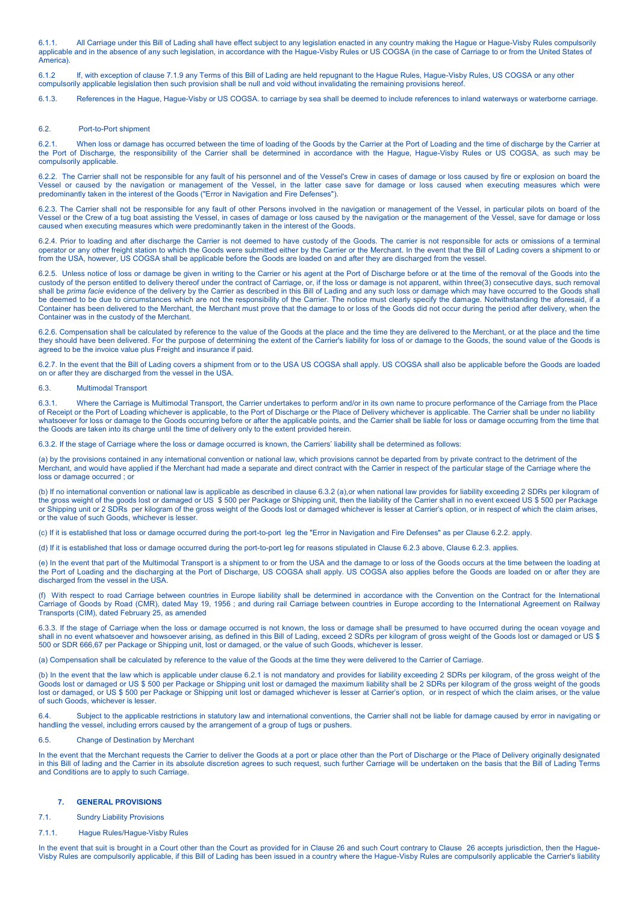6.1.1. All Carriage under this Bill of Lading shall have effect subject to any legislation enacted in any country making the Hague or Hague-Visby Rules compulsorily applicable and in the absence of any such legislation, in accordance with the Hague-Visby Rules or US COGSA (in the case of Carriage to or from the United States of America).

6.1.2 If, with exception of clause 7.1.9 any Terms of this Bill of Lading are held repugnant to the Hague Rules, Hague-Visby Rules, US COGSA or any other compulsorily applicable legislation then such provision shall be null and void without invalidating the remaining provisions hereof.

6.1.3. References in the Hague, Hague-Visby or US COGSA. to carriage by sea shall be deemed to include references to inland waterways or waterborne carriage.

6.2. Port-to-Port shipment

6.2.1. When loss or damage has occurred between the time of loading of the Goods by the Carrier at the Port of Loading and the time of discharge by the Carrier at the Port of Discharge, the responsibility of the Carrier shall be determined in accordance with the Hague, Hague-Visby Rules or US COGSA, as such may be compulsorily applicable.

6.2.2. The Carrier shall not be responsible for any fault of his personnel and of the Vessel's Crew in cases of damage or loss caused by fire or explosion on board the Vessel or caused by the navigation or management of the Vessel, in the latter case save for damage or loss caused when executing measures which were predominantly taken in the interest of the Goods ("Error in Navigation and Fire Defenses").

6.2.3. The Carrier shall not be responsible for any fault of other Persons involved in the navigation or management of the Vessel, in particular pilots on board of the Vessel or the Crew of a tug boat assisting the Vessel, in cases of damage or loss caused by the navigation or the management of the Vessel, save for damage or loss caused when executing measures which were predominantly taken in the interest of the Goods.

6.2.4. Prior to loading and after discharge the Carrier is not deemed to have custody of the Goods. The carrier is not responsible for acts or omissions of a terminal operator or any other freight station to which the Goods were submitted either by the Carrier or the Merchant. In the event that the Bill of Lading covers a shipment to or from the USA, however, US COGSA shall be applicable before the Goods are loaded on and after they are discharged from the vessel.

6.2.5. Unless notice of loss or damage be given in writing to the Carrier or his agent at the Port of Discharge before or at the time of the removal of the Goods into the custody of the person entitled to delivery thereof under the contract of Carriage, or, if the loss or damage is not apparent, within three(3) consecutive days, such removal shall be *prima facie* evidence of the delivery by the Carrier as described in this Bill of Lading and any such loss or damage which may have occurred to the Goods shall be deemed to be due to circumstances which are not the responsibility of the Carrier. The notice must clearly specify the damage. Notwithstanding the aforesaid, if a Container has been delivered to the Merchant, the Merchant must prove that the damage to or loss of the Goods did not occur during the period after delivery, when the Container was in the custody of the Merchant.

6.2.6. Compensation shall be calculated by reference to the value of the Goods at the place and the time they are delivered to the Merchant, or at the place and the time they should have been delivered. For the purpose of determining the extent of the Carrier's liability for loss of or damage to the Goods, the sound value of the Goods is agreed to be the invoice value plus Freight and insurance if paid.

6.2.7. In the event that the Bill of Lading covers a shipment from or to the USA US COGSA shall apply. US COGSA shall also be applicable before the Goods are loaded on or after they are discharged from the vessel in the USA.

6.3. Multimodal Transport

6.3.1. Where the Carriage is Multimodal Transport, the Carrier undertakes to perform and/or in its own name to procure performance of the Carriage from the Place of Receipt or the Port of Loading whichever is applicable, to the Port of Discharge or the Place of Delivery whichever is applicable. The Carrier shall be under no liability whatsoever for loss or damage to the Goods occurring before or after the applicable points, and the Carrier shall be liable for loss or damage occurring from the time that the Goods are taken into its charge until the time of delivery only to the extent provided herein.

6.3.2. If the stage of Carriage where the loss or damage occurred is known, the Carriers' liability shall be determined as follows:

(a) by the provisions contained in any international convention or national law, which provisions cannot be departed from by private contract to the detriment of the Merchant, and would have applied if the Merchant had made a separate and direct contract with the Carrier in respect of the particular stage of the Carriage where the loss or damage occurred ; or

(b) If no international convention or national law is applicable as described in clause 6.3.2 (a),or when national law provides for liability exceeding 2 SDRs per kilogram of the gross weight of the goods lost or damaged or US $ 500 per Package or Shipping unit, then the liability of the Carrier shall in no event exceed US $ 500 per Package or Shipping unit or 2 SDRs per kilogram of the gross weight of the Goods lost or damaged whichever is lesser at Carrier's option, or in respect of which the claim arises, or the value of such Goods, whichever is lesser.

(c) If it is established that loss or damage occurred during the port-to-port leg the "Error in Navigation and Fire Defenses" as per Clause 6.2.2. apply.

(d) If it is established that loss or damage occurred during the port-to-port leg for reasons stipulated in Clause 6.2.3 above, Clause 6.2.3. applies.

(e) In the event that part of the Multimodal Transport is a shipment to or from the USA and the damage to or loss of the Goods occurs at the time between the loading at the Port of Loading and the discharging at the Port of Discharge, US COGSA shall apply. US COGSA also applies before the Goods are loaded on or after they are discharged from the vessel in the USA.

(f) With respect to road Carriage between countries in Europe liability shall be determined in accordance with the Convention on the Contract for the International Carriage of Goods by Road (CMR), dated May 19, 1956 ; and during rail Carriage between countries in Europe according to the International Agreement on Railway Transports (CIM), dated February 25, as amended

6.3.3. If the stage of Carriage when the loss or damage occurred is not known, the loss or damage shall be presumed to have occurred during the ocean voyage and shall in no event whatsoever and howsoever arising, as defined in this Bill of Lading, exceed 2 SDRs per kilogram of gross weight of the Goods lost or damaged or US $ 500 or SDR 666,67 per Package or Shipping unit, lost or damaged, or the value of such Goods, whichever is lesser.

(a) Compensation shall be calculated by reference to the value of the Goods at the time they were delivered to the Carrier of Carriage.

(b) In the event that the law which is applicable under clause 6.2.1 is not mandatory and provides for liability exceeding 2 SDRs per kilogram, of the gross weight of the Goods lost or damaged or US $ 500 per Package or Shipping unit lost or damaged the maximum liability shall be 2 SDRs per kilogram of the gross weight of the goods lost or damaged, or US $ 500 per Package or Shipping unit lost or damaged whichever is lesser at Carrier's option, or in respect of which the claim arises, or the value of such Goods, whichever is lesser.

6.4. Subject to the applicable restrictions in statutory law and international conventions, the Carrier shall not be liable for damage caused by error in navigating or handling the vessel, including errors caused by the arrangement of a group of tugs or pushers.

6.5. Change of Destination by Merchant

In the event that the Merchant requests the Carrier to deliver the Goods at a port or place other than the Port of Discharge or the Place of Delivery originally designated in this Bill of lading and the Carrier in its absolute discretion agrees to such request, such further Carriage will be undertaken on the basis that the Bill of Lading Terms and Conditions are to apply to such Carriage.

## 7. GENERAL PROVISIONS

7.1. Sundry Liability Provisions

7.1.1. Hague Rules/Hague-Visby Rules

In the event that suit is brought in a Court other than the Court as provided for in Clause 26 and such Court contrary to Clause 26 accepts jurisdiction, then the Hague-Visby Rules are compulsorily applicable, if this Bill of Lading has been issued in a country where the Hague-Visby Rules are compulsorily applicable the Carrier's liability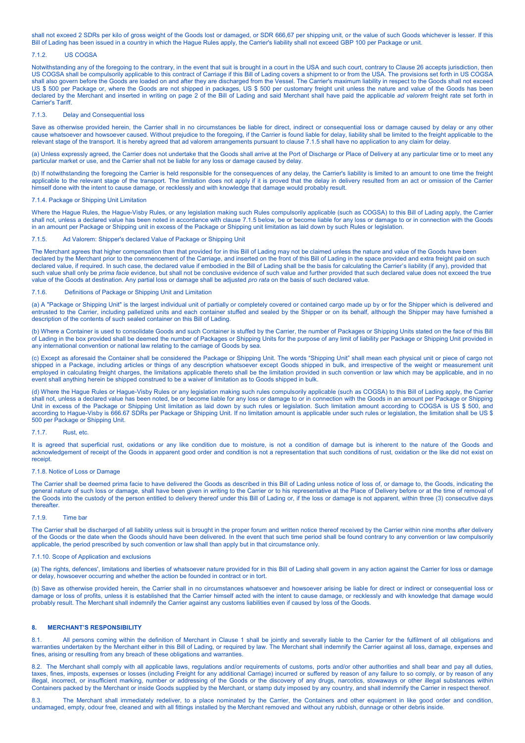shall not exceed 2 SDRs per kilo of gross weight of the Goods lost or damaged, or SDR 666,67 per shipping unit, or the value of such Goods whichever is lesser. If this Bill of Lading has been issued in a country in which the Hague Rules apply, the Carrier's liability shall not exceed GBP 100 per Package or unit.

#### 7.1.2. US COGSA

Notwithstanding any of the foregoing to the contrary, in the event that suit is brought in a court in the USA and such court, contrary to Clause 26 accepts jurisdiction, then US COGSA shall be compulsorily applicable to this contract of Carriage if this Bill of Lading covers a shipment to or from the USA. The provisions set forth in US COGSA shall also govern before the Goods are loaded on and after they are discharged from the Vessel. The Carrier's maximum liability in respect to the Goods shall not exceed US $ 500 per Package or, where the Goods are not shipped in packages, US $ 500 per customary freight unit unless the nature and value of the Goods has been declared by the Merchant and inserted in writing on page 2 of the Bill of Lading and said Merchant shall have paid the applicable *ad valorem* freight rate set forth in Carrier's Tariff.

#### 7.1.3. Delay and Consequential loss

Save as otherwise provided herein, the Carrier shall in no circumstances be liable for direct, indirect or consequential loss or damage caused by delay or any other cause whatsoever and howsoever caused. Without prejudice to the foregoing, if the Carrier is found liable for delay, liability shall be limited to the freight applicable to the relevant stage of the transport. It is hereby agreed that ad valorem arrangements pursuant to clause 7.1.5 shall have no application to any claim for delay.

(a) Unless expressly agreed, the Carrier does not undertake that the Goods shall arrive at the Port of Discharge or Place of Delivery at any particular time or to meet any particular market or use, and the Carrier shall not be liable for any loss or damage caused by delay.

(b) If notwithstanding the foregoing the Carrier is held responsible for the consequences of any delay, the Carrier's liability is limited to an amount to one time the freight applicable to the relevant stage of the transport. The limitation does not apply if it is proved that the delay in delivery resulted from an act or omission of the Carrier himself done with the intent to cause damage, or recklessly and with knowledge that damage would probably result.

#### 7.1.4. Package or Shipping Unit Limitation

Where the Hague Rules, the Hague-Visby Rules, or any legislation making such Rules compulsorily applicable (such as COGSA) to this Bill of Lading apply, the Carrier shall not, unless a declared value has been noted in accordance with clause 7.1.5 below, be or become liable for any loss or damage to or in connection with the Goods in an amount per Package or Shipping unit in excess of the Package or Shipping unit limitation as laid down by such Rules or legislation.

#### 7.1.5. Ad Valorem: Shipper's declared Value of Package or Shipping Unit

The Merchant agrees that higher compensation than that provided for in this Bill of Lading may not be claimed unless the nature and value of the Goods have been declared by the Merchant prior to the commencement of the Carriage, and inserted on the front of this Bill of Lading in the space provided and extra freight paid on such declared value, if required. In such case, the declared value if embodied in the Bill of Lading shall be the basis for calculating the Carrier's liability (if any), provided that such declared value shall only be *prima facie* evidence, but shall not be conclusive evidence of such value and further provided that such declared value does not exceed the true value of the Goods at destination. Any partial loss or damage shall be adjusted *pro rata* on the basis of such declared value.

#### 7.1.6. Definitions of Package or Shipping Unit and Limitation

(a) A "Package or Shipping Unit" is the largest individual unit of partially or completely covered or contained cargo made up by or for the Shipper which is delivered and entrusted to the Carrier, including palletized units and each container stuffed and sealed by the Shipper or on its behalf, although the Shipper may have furnished a description of the contents of such sealed container on this Bill of Lading.

(b) Where a Container is used to consolidate Goods and such Container is stuffed by the Carrier, the number of Packages or Shipping Units stated on the face of this Bill of Lading in the box provided shall be deemed the number of Packages or Shipping Units for the purpose of any limit of liability per Package or Shipping Unit provided in any international convention or national law relating to the carriage of Goods by sea.

(c) Except as aforesaid the Container shall be considered the Package or Shipping Unit. The words "Shipping Unit" shall mean each physical unit or piece of cargo not shipped in a Package, including articles or things of any description whatsoever except Goods shipped in bulk, and irrespective of the weight or measurement unit employed in calculating freight charges, the limitations applicable thereto shall be the limitation provided in such convention or law which may be applicable, and in no event shall anything herein be shipped construed to be a waiver of limitation as to Goods shipped in bulk.

(d) Where the Hague Rules or Hague-Visby Rules or any legislation making such rules compulsorily applicable (such as COGSA) to this Bill of Lading apply, the Carrier shall not, unless a declared value has been noted, be or become liable for any loss or damage to or in connection with the Goods in an amount per Package or Shipping Unit in excess of the Package or Shipping Unit limitation as laid down by such rules or legislation. Such limitation amount according to COGSA is US $ 500, and according to Hague-Visby is 666.67 SDRs per Package or Shipping Unit. If no limitation amount is applicable under such rules or legislation, the limitation shall be US $ 500 per Package or Shipping Unit.

#### 7.1.7. Rust, etc.

It is agreed that superficial rust, oxidations or any like condition due to moisture, is not a condition of damage but is inherent to the nature of the Goods and acknowledgement of receipt of the Goods in apparent good order and condition is not a representation that such conditions of rust, oxidation or the like did not exist on receipt.

#### 7.1.8. Notice of Loss or Damage

The Carrier shall be deemed prima facie to have delivered the Goods as described in this Bill of Lading unless notice of loss of, or damage to, the Goods, indicating the general nature of such loss or damage, shall have been given in writing to the Carrier or to his representative at the Place of Delivery before or at the time of removal of the Goods into the custody of the person entitled to delivery thereof under this Bill of Lading or, if the loss or damage is not apparent, within three (3) consecutive days thereafter.

#### 7.1.9. Time bar

The Carrier shall be discharged of all liability unless suit is brought in the proper forum and written notice thereof received by the Carrier within nine months after delivery of the Goods or the date when the Goods should have been delivered. In the event that such time period shall be found contrary to any convention or law compulsorily applicable, the period prescribed by such convention or law shall than apply but in that circumstance only.

#### 7.1.10. Scope of Application and exclusions

(a) The rights, defences', limitations and liberties of whatsoever nature provided for in this Bill of Lading shall govern in any action against the Carrier for loss or damage or delay, howsoever occurring and whether the action be founded in contract or in tort.

(b) Save as otherwise provided herein, the Carrier shall in no circumstances whatsoever and howsoever arising be liable for direct or indirect or consequential loss or damage or loss of profits, unless it is established that the Carrier himself acted with the intent to cause damage, or recklessly and with knowledge that damage would probably result. The Merchant shall indemnify the Carrier against any customs liabilities even if caused by loss of the Goods.

## 8. MERCHANT'S RESPONSIBILITY

8.1. All persons coming within the definition of Merchant in Clause 1 shall be jointly and severally liable to the Carrier for the fulfilment of all obligations and warranties undertaken by the Merchant either in this Bill of Lading, or required by law. The Merchant shall indemnify the Carrier against all loss, damage, expenses and fines, arising or resulting from any breach of these obligations and warranties.

8.2. The Merchant shall comply with all applicable laws, regulations and/or requirements of customs, ports and/or other authorities and shall bear and pay all duties, taxes, fines, imposts, expenses or losses (including Freight for any additional Carriage) incurred or suffered by reason of any failure to so comply, or by reason of any illegal, incorrect, or insufficient marking, number or addressing of the Goods or the discovery of any drugs, narcotics, stowaways or other illegal substances within Containers packed by the Merchant or inside Goods supplied by the Merchant, or stamp duty imposed by any country, and shall indemnify the Carrier in respect thereof.

8.3. The Merchant shall immediately redeliver, to a place nominated by the Carrier, the Containers and other equipment in like good order and condition, undamaged, empty, odour free, cleaned and with all fittings installed by the Merchant removed and without any rubbish, dunnage or other debris inside.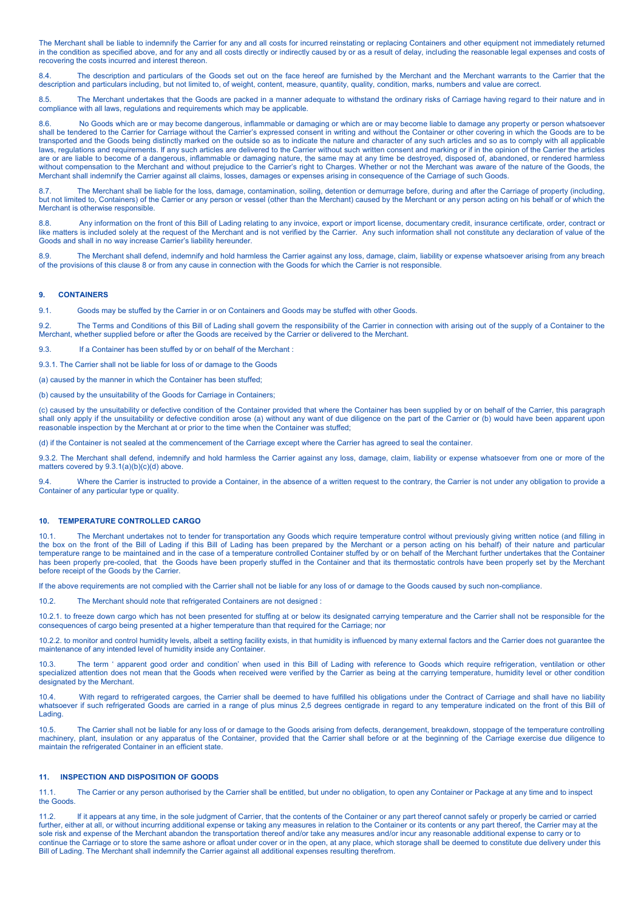The Merchant shall be liable to indemnify the Carrier for any and all costs for incurred reinstating or replacing Containers and other equipment not immediately returned in the condition as specified above, and for any and all costs directly or indirectly caused by or as a result of delay, including the reasonable legal expenses and costs of recovering the costs incurred and interest thereon.

8.4. The description and particulars of the Goods set out on the face hereof are furnished by the Merchant and the Merchant warrants to the Carrier that the description and particulars including, but not limited to, of weight, content, measure, quantity, quality, condition, marks, numbers and value are correct.

8.5. The Merchant undertakes that the Goods are packed in a manner adequate to withstand the ordinary risks of Carriage having regard to their nature and in compliance with all laws, regulations and requirements which may be applicable.

8.6. No Goods which are or may become dangerous, inflammable or damaging or which are or may become liable to damage any property or person whatsoever shall be tendered to the Carrier for Carriage without the Carrier's expressed consent in writing and without the Container or other covering in which the Goods are to be transported and the Goods being distinctly marked on the outside so as to indicate the nature and character of any such articles and so as to comply with all applicable laws, regulations and requirements. If any such articles are delivered to the Carrier without such written consent and marking or if in the opinion of the Carrier the articles are or are liable to become of a dangerous, inflammable or damaging nature, the same may at any time be destroyed, disposed of, abandoned, or rendered harmless without compensation to the Merchant and without prejudice to the Carrier's right to Charges. Whether or not the Merchant was aware of the nature of the Goods, the Merchant shall indemnify the Carrier against all claims, losses, damages or expenses arising in consequence of the Carriage of such Goods.

8.7. The Merchant shall be liable for the loss, damage, contamination, soiling, detention or demurrage before, during and after the Carriage of property (including, but not limited to, Containers) of the Carrier or any person or vessel (other than the Merchant) caused by the Merchant or any person acting on his behalf or of which the Merchant is otherwise responsible.

8.8. Any information on the front of this Bill of Lading relating to any invoice, export or import license, documentary credit, insurance certificate, order, contract or like matters is included solely at the request of the Merchant and is not verified by the Carrier. Any such information shall not constitute any declaration of value of the Goods and shall in no way increase Carrier's liability hereunder.

8.9. The Merchant shall defend, indemnify and hold harmless the Carrier against any loss, damage, claim, liability or expense whatsoever arising from any breach of the provisions of this clause 8 or from any cause in connection with the Goods for which the Carrier is not responsible.

## 9. CONTAINERS

9.1. Goods may be stuffed by the Carrier in or on Containers and Goods may be stuffed with other Goods.

9.2. The Terms and Conditions of this Bill of Lading shall govern the responsibility of the Carrier in connection with arising out of the supply of a Container to the Merchant, whether supplied before or after the Goods are received by the Carrier or delivered to the Merchant.

9.3. If a Container has been stuffed by or on behalf of the Merchant :

9.3.1. The Carrier shall not be liable for loss of or damage to the Goods

(a) caused by the manner in which the Container has been stuffed;

(b) caused by the unsuitability of the Goods for Carriage in Containers;

(c) caused by the unsuitability or defective condition of the Container provided that where the Container has been supplied by or on behalf of the Carrier, this paragraph shall only apply if the unsuitability or defective condition arose (a) without any want of due diligence on the part of the Carrier or (b) would have been apparent upon reasonable inspection by the Merchant at or prior to the time when the Container was stuffed;

(d) if the Container is not sealed at the commencement of the Carriage except where the Carrier has agreed to seal the container.

9.3.2. The Merchant shall defend, indemnify and hold harmless the Carrier against any loss, damage, claim, liability or expense whatsoever from one or more of the matters covered by 9.3.1(a)(b)(c)(d) above.

9.4. Where the Carrier is instructed to provide a Container, in the absence of a written request to the contrary, the Carrier is not under any obligation to provide a Container of any particular type or quality.

## 10. TEMPERATURE CONTROLLED CARGO

10.1. The Merchant undertakes not to tender for transportation any Goods which require temperature control without previously giving written notice (and filling in the box on the front of the Bill of Lading if this Bill of Lading has been prepared by the Merchant or a person acting on his behalf) of their nature and particular temperature range to be maintained and in the case of a temperature controlled Container stuffed by or on behalf of the Merchant further undertakes that the Container has been properly pre-cooled, that the Goods have been properly stuffed in the Container and that its thermostatic controls have been properly set by the Merchant before receipt of the Goods by the Carrier.

If the above requirements are not complied with the Carrier shall not be liable for any loss of or damage to the Goods caused by such non-compliance.

10.2. The Merchant should note that refrigerated Containers are not designed :

10.2.1. to freeze down cargo which has not been presented for stuffing at or below its designated carrying temperature and the Carrier shall not be responsible for the consequences of cargo being presented at a higher temperature than that required for the Carriage; nor

10.2.2. to monitor and control humidity levels, albeit a setting facility exists, in that humidity is influenced by many external factors and the Carrier does not guarantee the maintenance of any intended level of humidity inside any Container.

10.3. The term ' apparent good order and condition' when used in this Bill of Lading with reference to Goods which require refrigeration, ventilation or other specialized attention does not mean that the Goods when received were verified by the Carrier as being at the carrying temperature, humidity level or other condition designated by the Merchant.

10.4. With regard to refrigerated cargoes, the Carrier shall be deemed to have fulfilled his obligations under the Contract of Carriage and shall have no liability whatsoever if such refrigerated Goods are carried in a range of plus minus 2,5 degrees centigrade in regard to any temperature indicated on the front of this Bill of Lading.

10.5. The Carrier shall not be liable for any loss of or damage to the Goods arising from defects, derangement, breakdown, stoppage of the temperature controlling machinery, plant, insulation or any apparatus of the Container, provided that the Carrier shall before or at the beginning of the Carriage exercise due diligence to maintain the refrigerated Container in an efficient state.

## 11. INSPECTION AND DISPOSITION OF GOODS

11.1. The Carrier or any person authorised by the Carrier shall be entitled, but under no obligation, to open any Container or Package at any time and to inspect the Goods.

11.2. If it appears at any time, in the sole judgment of Carrier, that the contents of the Container or any part thereof cannot safely or properly be carried or carried further, either at all, or without incurring additional expense or taking any measures in relation to the Container or its contents or any part thereof, the Carrier may at the sole risk and expense of the Merchant abandon the transportation thereof and/or take any measures and/or incur any reasonable additional expense to carry or to continue the Carriage or to store the same ashore or afloat under cover or in the open, at any place, which storage shall be deemed to constitute due delivery under this Bill of Lading. The Merchant shall indemnify the Carrier against all additional expenses resulting therefrom.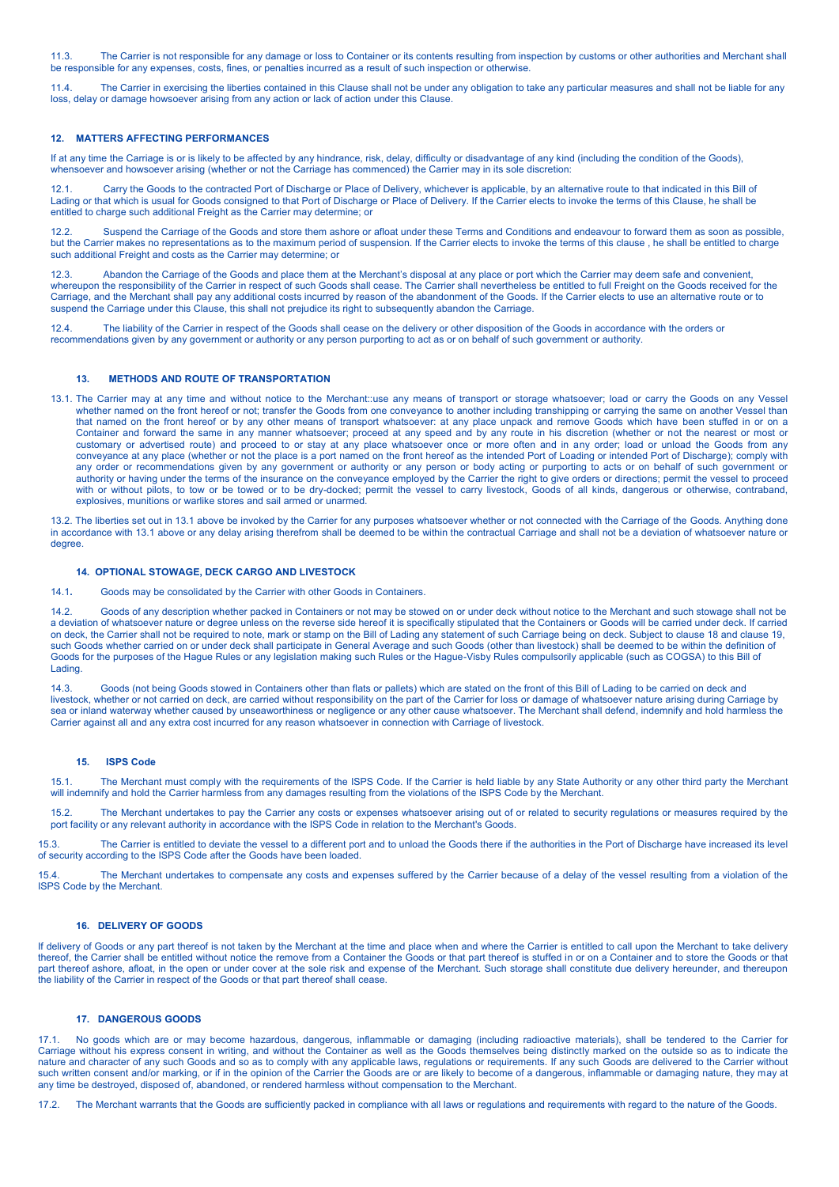11.3. The Carrier is not responsible for any damage or loss to Container or its contents resulting from inspection by customs or other authorities and Merchant shall be responsible for any expenses, costs, fines, or penalties incurred as a result of such inspection or otherwise.

11.4. The Carrier in exercising the liberties contained in this Clause shall not be under any obligation to take any particular measures and shall not be liable for any loss, delay or damage howsoever arising from any action or lack of action under this Clause.

## 12. MATTERS AFFECTING PERFORMANCES

If at any time the Carriage is or is likely to be affected by any hindrance, risk, delay, difficulty or disadvantage of any kind (including the condition of the Goods), whensoever and howsoever arising (whether or not the Carriage has commenced) the Carrier may in its sole discretion:

12.1. Carry the Goods to the contracted Port of Discharge or Place of Delivery, whichever is applicable, by an alternative route to that indicated in this Bill of Lading or that which is usual for Goods consigned to that Port of Discharge or Place of Delivery. If the Carrier elects to invoke the terms of this Clause, he shall be entitled to charge such additional Freight as the Carrier may determine; or

12.2. Suspend the Carriage of the Goods and store them ashore or afloat under these Terms and Conditions and endeavour to forward them as soon as possible, but the Carrier makes no representations as to the maximum period of suspension. If the Carrier elects to invoke the terms of this clause , he shall be entitled to charge such additional Freight and costs as the Carrier may determine; or

12.3. Abandon the Carriage of the Goods and place them at the Merchant's disposal at any place or port which the Carrier may deem safe and convenient, whereupon the responsibility of the Carrier in respect of such Goods shall cease. The Carrier shall nevertheless be entitled to full Freight on the Goods received for the Carriage, and the Merchant shall pay any additional costs incurred by reason of the abandonment of the Goods. If the Carrier elects to use an alternative route or to suspend the Carriage under this Clause, this shall not prejudice its right to subsequently abandon the Carriage.

12.4. The liability of the Carrier in respect of the Goods shall cease on the delivery or other disposition of the Goods in accordance with the orders or recommendations given by any government or authority or any person purporting to act as or on behalf of such government or authority.

## 13. METHODS AND ROUTE OF TRANSPORTATION

13.1. The Carrier may at any time and without notice to the Merchant::use any means of transport or storage whatsoever; load or carry the Goods on any Vessel whether named on the front hereof or not; transfer the Goods from one conveyance to another including transhipping or carrying the same on another Vessel than that named on the front hereof or by any other means of transport whatsoever: at any place unpack and remove Goods which have been stuffed in or on a Container and forward the same in any manner whatsoever; proceed at any speed and by any route in his discretion (whether or not the nearest or most or customary or advertised route) and proceed to or stay at any place whatsoever once or more often and in any order; load or unload the Goods from any conveyance at any place (whether or not the place is a port named on the front hereof as the intended Port of Loading or intended Port of Discharge); comply with any order or recommendations given by any government or authority or any person or body acting or purporting to acts or on behalf of such government or authority or having under the terms of the insurance on the conveyance employed by the Carrier the right to give orders or directions; permit the vessel to proceed with or without pilots, to tow or be towed or to be dry-docked; permit the vessel to carry livestock, Goods of all kinds, dangerous or otherwise, contraband, explosives, munitions or warlike stores and sail armed or unarmed.

13.2. The liberties set out in 13.1 above be invoked by the Carrier for any purposes whatsoever whether or not connected with the Carriage of the Goods. Anything done in accordance with 13.1 above or any delay arising therefrom shall be deemed to be within the contractual Carriage and shall not be a deviation of whatsoever nature or degree.

## 14. OPTIONAL STOWAGE, DECK CARGO AND LIVESTOCK

14.1. Goods may be consolidated by the Carrier with other Goods in Containers.

14.2. Goods of any description whether packed in Containers or not may be stowed on or under deck without notice to the Merchant and such stowage shall not be a deviation of whatsoever nature or degree unless on the reverse side hereof it is specifically stipulated that the Containers or Goods will be carried under deck. If carried on deck, the Carrier shall not be required to note, mark or stamp on the Bill of Lading any statement of such Carriage being on deck. Subject to clause 18 and clause 19, such Goods whether carried on or under deck shall participate in General Average and such Goods (other than livestock) shall be deemed to be within the definition of Goods for the purposes of the Hague Rules or any legislation making such Rules or the Hague-Visby Rules compulsorily applicable (such as COGSA) to this Bill of Lading.

14.3. Goods (not being Goods stowed in Containers other than flats or pallets) which are stated on the front of this Bill of Lading to be carried on deck and livestock, whether or not carried on deck, are carried without responsibility on the part of the Carrier for loss or damage of whatsoever nature arising during Carriage by sea or inland waterway whether caused by unseaworthiness or negligence or any other cause whatsoever. The Merchant shall defend, indemnify and hold harmless the Carrier against all and any extra cost incurred for any reason whatsoever in connection with Carriage of livestock.

## 15. ISPS Code

15.1. The Merchant must comply with the requirements of the ISPS Code. If the Carrier is held liable by any State Authority or any other third party the Merchant will indemnify and hold the Carrier harmless from any damages resulting from the violations of the ISPS Code by the Merchant.

15.2. The Merchant undertakes to pay the Carrier any costs or expenses whatsoever arising out of or related to security regulations or measures required by the port facility or any relevant authority in accordance with the ISPS Code in relation to the Merchant's Goods.

15.3. The Carrier is entitled to deviate the vessel to a different port and to unload the Goods there if the authorities in the Port of Discharge have increased its level of security according to the ISPS Code after the Goods have been loaded.

15.4. The Merchant undertakes to compensate any costs and expenses suffered by the Carrier because of a delay of the vessel resulting from a violation of the ISPS Code by the Merchant.

## 16. DELIVERY OF GOODS

If delivery of Goods or any part thereof is not taken by the Merchant at the time and place when and where the Carrier is entitled to call upon the Merchant to take delivery thereof, the Carrier shall be entitled without notice the remove from a Container the Goods or that part thereof is stuffed in or on a Container and to store the Goods or that part thereof ashore, afloat, in the open or under cover at the sole risk and expense of the Merchant. Such storage shall constitute due delivery hereunder, and thereupon the liability of the Carrier in respect of the Goods or that part thereof shall cease.

## 17. DANGEROUS GOODS

17.1. No goods which are or may become hazardous, dangerous, inflammable or damaging (including radioactive materials), shall be tendered to the Carrier for Carriage without his express consent in writing, and without the Container as well as the Goods themselves being distinctly marked on the outside so as to indicate the nature and character of any such Goods and so as to comply with any applicable laws, regulations or requirements. If any such Goods are delivered to the Carrier without such written consent and/or marking, or if in the opinion of the Carrier the Goods are or are likely to become of a dangerous, inflammable or damaging nature, they may at any time be destroyed, disposed of, abandoned, or rendered harmless without compensation to the Merchant.

17.2. The Merchant warrants that the Goods are sufficiently packed in compliance with all laws or regulations and requirements with regard to the nature of the Goods.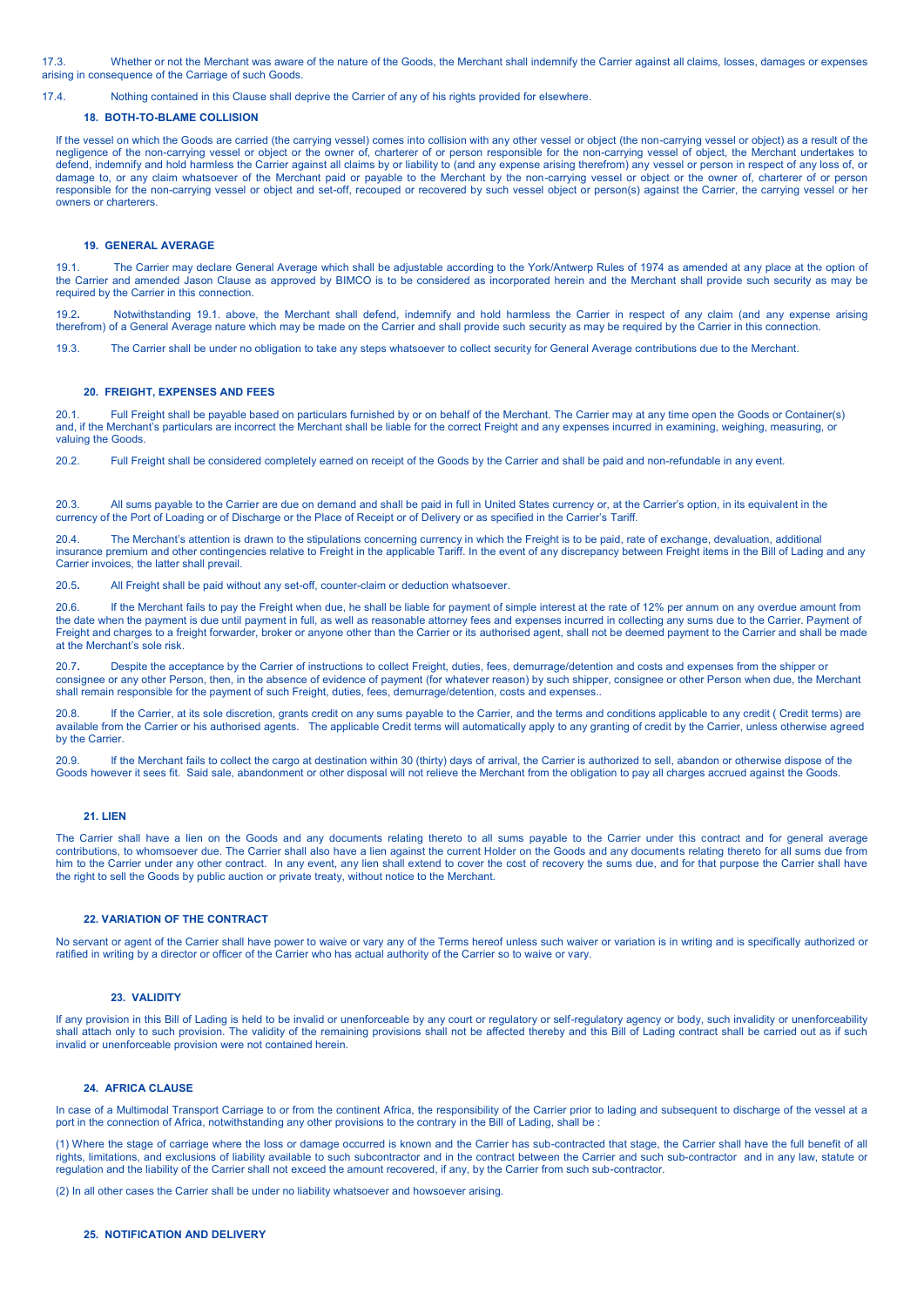17.3. Whether or not the Merchant was aware of the nature of the Goods, the Merchant shall indemnify the Carrier against all claims, losses, damages or expenses arising in consequence of the Carriage of such Goods.

17.4. Nothing contained in this Clause shall deprive the Carrier of any of his rights provided for elsewhere.

### 18. BOTH-TO-BLAME COLLISION

If the vessel on which the Goods are carried (the carrying vessel) comes into collision with any other vessel or object (the non-carrying vessel or object) as a result of the negligence of the non-carrying vessel or object or the owner of, charterer of or person responsible for the non-carrying vessel of object, the Merchant undertakes to defend, indemnify and hold harmless the Carrier against all claims by or liability to (and any expense arising therefrom) any vessel or person in respect of any loss of, or damage to, or any claim whatsoever of the Merchant paid or payable to the Merchant by the non-carrying vessel or object or the owner of, charterer of or person responsible for the non-carrying vessel or object and set-off, recouped or recovered by such vessel object or person(s) against the Carrier, the carrying vessel or her owners or charterers.

### 19. GENERAL AVERAGE

19.1. The Carrier may declare General Average which shall be adjustable according to the York/Antwerp Rules of 1974 as amended at any place at the option of the Carrier and amended Jason Clause as approved by BIMCO is to be considered as incorporated herein and the Merchant shall provide such security as may be required by the Carrier in this connection.

**19.2.** Notwithstanding 19.1. above, the Merchant shall defend, indemnify and hold harmless the Carrier in respect of any claim (and any expense arising therefrom) of a General Average nature which may be made on the Carrier and shall provide such security as may be required by the Carrier in this connection.

19.3. The Carrier shall be under no obligation to take any steps whatsoever to collect security for General Average contributions due to the Merchant.

### 20. FREIGHT, EXPENSES AND FEES

20.1. Full Freight shall be payable based on particulars furnished by or on behalf of the Merchant. The Carrier may at any time open the Goods or Container(s) and, if the Merchant's particulars are incorrect the Merchant shall be liable for the correct Freight and any expenses incurred in examining, weighing, measuring, or valuing the Goods.

20.2. Full Freight shall be considered completely earned on receipt of the Goods by the Carrier and shall be paid and non-refundable in any event.

20.3. All sums payable to the Carrier are due on demand and shall be paid in full in United States currency or, at the Carrier's option, in its equivalent in the currency of the Port of Loading or of Discharge or the Place of Receipt or of Delivery or as specified in the Carrier's Tariff.

20.4. The Merchant's attention is drawn to the stipulations concerning currency in which the Freight is to be paid, rate of exchange, devaluation, additional insurance premium and other contingencies relative to Freight in the applicable Tariff. In the event of any discrepancy between Freight items in the Bill of Lading and any Carrier invoices, the latter shall prevail.

**20.5.** All Freight shall be paid without any set-off, counter-claim or deduction whatsoever.

20.6. If the Merchant fails to pay the Freight when due, he shall be liable for payment of simple interest at the rate of 12% per annum on any overdue amount from the date when the payment is due until payment in full, as well as reasonable attorney fees and expenses incurred in collecting any sums due to the Carrier. Payment of Freight and charges to a freight forwarder, broker or anyone other than the Carrier or its authorised agent, shall not be deemed payment to the Carrier and shall be made at the Merchant's sole risk.

**20.7.** Despite the acceptance by the Carrier of instructions to collect Freight, duties, fees, demurrage/detention and costs and expenses from the shipper or consignee or any other Person, then, in the absence of evidence of payment (for whatever reason) by such shipper, consignee or other Person when due, the Merchant shall remain responsible for the payment of such Freight, duties, fees, demurrage/detention, costs and expenses..

20.8. If the Carrier, at its sole discretion, grants credit on any sums payable to the Carrier, and the terms and conditions applicable to any credit ( Credit terms) are available from the Carrier or his authorised agents. The applicable Credit terms will automatically apply to any granting of credit by the Carrier, unless otherwise agreed by the Carrier.

20.9. If the Merchant fails to collect the cargo at destination within 30 (thirty) days of arrival, the Carrier is authorized to sell, abandon or otherwise dispose of the Goods however it sees fit. Said sale, abandonment or other disposal will not relieve the Merchant from the obligation to pay all charges accrued against the Goods.

### 21. LIEN

The Carrier shall have a lien on the Goods and any documents relating thereto to all sums payable to the Carrier under this contract and for general average contributions, to whomsoever due. The Carrier shall also have a lien against the current Holder on the Goods and any documents relating thereto for all sums due from him to the Carrier under any other contract. In any event, any lien shall extend to cover the cost of recovery the sums due, and for that purpose the Carrier shall have the right to sell the Goods by public auction or private treaty, without notice to the Merchant.

### 22. VARIATION OF THE CONTRACT

No servant or agent of the Carrier shall have power to waive or vary any of the Terms hereof unless such waiver or variation is in writing and is specifically authorized or ratified in writing by a director or officer of the Carrier who has actual authority of the Carrier so to waive or vary.

### 23. VALIDITY

If any provision in this Bill of Lading is held to be invalid or unenforceable by any court or regulatory or self-regulatory agency or body, such invalidity or unenforceability shall attach only to such provision. The validity of the remaining provisions shall not be affected thereby and this Bill of Lading contract shall be carried out as if such invalid or unenforceable provision were not contained herein.

### 24. AFRICA CLAUSE

In case of a Multimodal Transport Carriage to or from the continent Africa, the responsibility of the Carrier prior to lading and subsequent to discharge of the vessel at a port in the connection of Africa, notwithstanding any other provisions to the contrary in the Bill of Lading, shall be :

(1) Where the stage of carriage where the loss or damage occurred is known and the Carrier has sub-contracted that stage, the Carrier shall have the full benefit of all rights, limitations, and exclusions of liability available to such subcontractor and in the contract between the Carrier and such sub-contractor and in any law, statute or regulation and the liability of the Carrier shall not exceed the amount recovered, if any, by the Carrier from such sub-contractor.

(2) In all other cases the Carrier shall be under no liability whatsoever and howsoever arising.

### 25. NOTIFICATION AND DELIVERY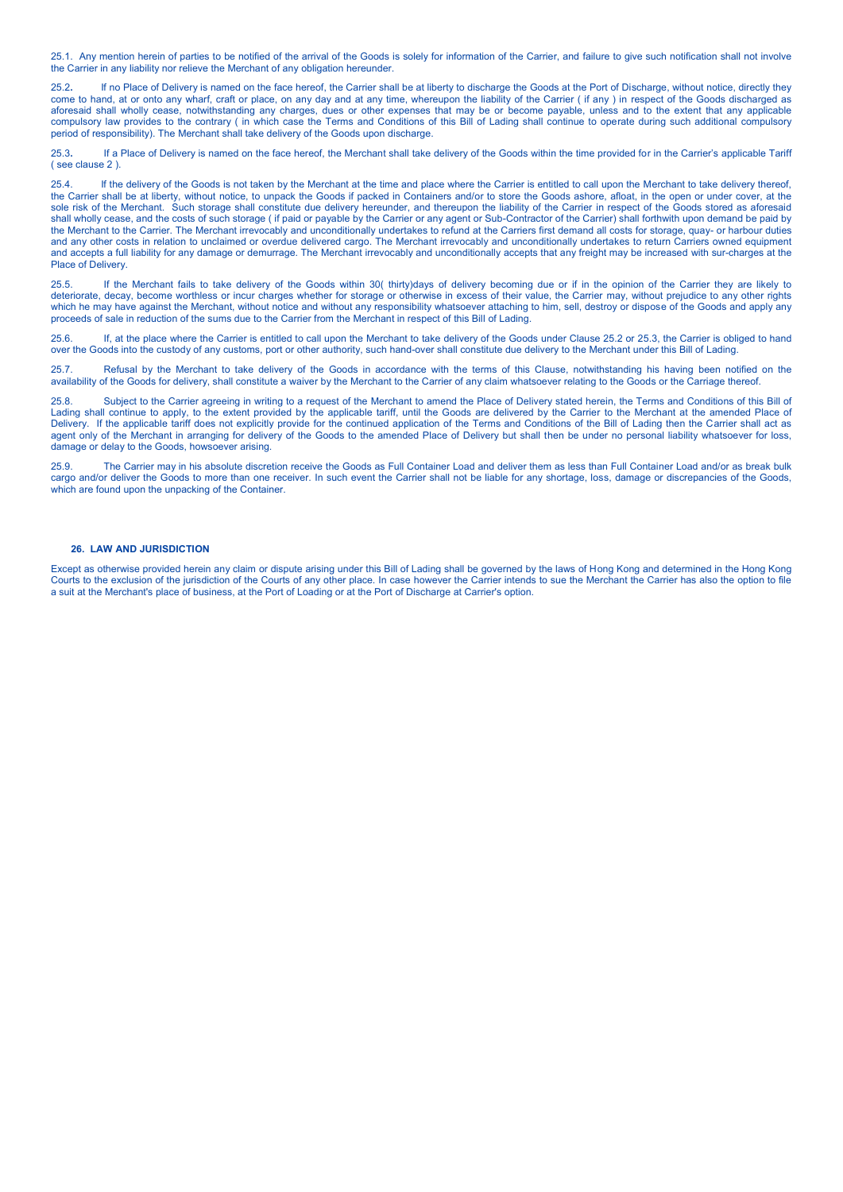25.1. Any mention herein of parties to be notified of the arrival of the Goods is solely for information of the Carrier, and failure to give such notification shall not involve the Carrier in any liability nor relieve the Merchant of any obligation hereunder.

25.2. If no Place of Delivery is named on the face hereof, the Carrier shall be at liberty to discharge the Goods at the Port of Discharge, without notice, directly they come to hand, at or onto any wharf, craft or place, on any day and at any time, whereupon the liability of the Carrier ( if any ) in respect of the Goods discharged as aforesaid shall wholly cease, notwithstanding any charges, dues or other expenses that may be or become payable, unless and to the extent that any applicable compulsory law provides to the contrary ( in which case the Terms and Conditions of this Bill of Lading shall continue to operate during such additional compulsory period of responsibility). The Merchant shall take delivery of the Goods upon discharge.

25.3. If a Place of Delivery is named on the face hereof, the Merchant shall take delivery of the Goods within the time provided for in the Carrier's applicable Tariff ( see clause 2 ).

25.4. If the delivery of the Goods is not taken by the Merchant at the time and place where the Carrier is entitled to call upon the Merchant to take delivery thereof, the Carrier shall be at liberty, without notice, to unpack the Goods if packed in Containers and/or to store the Goods ashore, afloat, in the open or under cover, at the sole risk of the Merchant. Such storage shall constitute due delivery hereunder, and thereupon the liability of the Carrier in respect of the Goods stored as aforesaid shall wholly cease, and the costs of such storage ( if paid or payable by the Carrier or any agent or Sub-Contractor of the Carrier) shall forthwith upon demand be paid by the Merchant to the Carrier. The Merchant irrevocably and unconditionally undertakes to refund at the Carriers first demand all costs for storage, quay- or harbour duties and any other costs in relation to unclaimed or overdue delivered cargo. The Merchant irrevocably and unconditionally undertakes to return Carriers owned equipment and accepts a full liability for any damage or demurrage. The Merchant irrevocably and unconditionally accepts that any freight may be increased with sur-charges at the Place of Delivery.

25.5. If the Merchant fails to take delivery of the Goods within 30( thirty)days of delivery becoming due or if in the opinion of the Carrier they are likely to deteriorate, decay, become worthless or incur charges whether for storage or otherwise in excess of their value, the Carrier may, without prejudice to any other rights which he may have against the Merchant, without notice and without any responsibility whatsoever attaching to him, sell, destroy or dispose of the Goods and apply any proceeds of sale in reduction of the sums due to the Carrier from the Merchant in respect of this Bill of Lading.

25.6. If, at the place where the Carrier is entitled to call upon the Merchant to take delivery of the Goods under Clause 25.2 or 25.3, the Carrier is obliged to hand over the Goods into the custody of any customs, port or other authority, such hand-over shall constitute due delivery to the Merchant under this Bill of Lading.

25.7. Refusal by the Merchant to take delivery of the Goods in accordance with the terms of this Clause, notwithstanding his having been notified on the availability of the Goods for delivery, shall constitute a waiver by the Merchant to the Carrier of any claim whatsoever relating to the Goods or the Carriage thereof.

25.8. Subject to the Carrier agreeing in writing to a request of the Merchant to amend the Place of Delivery stated herein, the Terms and Conditions of this Bill of Lading shall continue to apply, to the extent provided by the applicable tariff, until the Goods are delivered by the Carrier to the Merchant at the amended Place of Delivery. If the applicable tariff does not explicitly provide for the continued application of the Terms and Conditions of the Bill of Lading then the Carrier shall act as agent only of the Merchant in arranging for delivery of the Goods to the amended Place of Delivery but shall then be under no personal liability whatsoever for loss, damage or delay to the Goods, howsoever arising.

25.9. The Carrier may in his absolute discretion receive the Goods as Full Container Load and deliver them as less than Full Container Load and/or as break bulk cargo and/or deliver the Goods to more than one receiver. In such event the Carrier shall not be liable for any shortage, loss, damage or discrepancies of the Goods, which are found upon the unpacking of the Container.

## 26. LAW AND JURISDICTION

Except as otherwise provided herein any claim or dispute arising under this Bill of Lading shall be governed by the laws of Hong Kong and determined in the Hong Kong Courts to the exclusion of the jurisdiction of the Courts of any other place. In case however the Carrier intends to sue the Merchant the Carrier has also the option to file a suit at the Merchant's place of business, at the Port of Loading or at the Port of Discharge at Carrier's option.